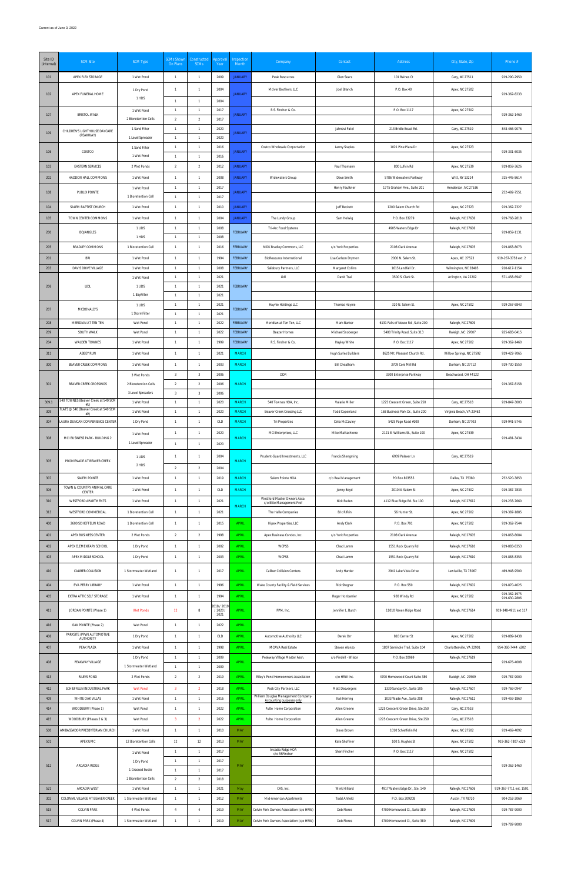Current as of June 3, 2022

| Site ID (Internal) | SCM Site | SCM Type | SCMs Shown On Plans | Constructed SCMs | Approval Year | Inspection Month | Company | Contact | Address | City, State, Zip | Phone # |
|---|---|---|---|---|---|---|---|---|---|---|---|
| 101 | APEX FLEX STORAGE | 1 Wet Pond | 1 | 1 | 2009 | JANUARY | Peak Resources | Glen Sears | 101 Baines Ct | Cary, NC 27511 | 919-290-2950 |
| 102 | APEX FUNERAL HOME | 1 Dry Pond | 1 | 1 | 2004 | JANUARY | McIver Brothers, LLC | Joel Branch | P.O. Box 40 | Apex, NC 27502 | 919-362-8233 |
| | | 1 HDS | 1 | 1 | 2004 | | | | | | |
| 107 | BRISTOL WALK | 1 Wet Pond | 1 | 1 | 2017 | JANUARY | R.S. Fincher & Co. | | P.O. Box 1117 | Apex, NC 27502 | 919-362-1460 |
| | | 2 Bioretention Cells | 2 | 2 | 2017 | | | | | | |
| 109 | CHILDREN'S LIGHTHOUSE DAYCARE (PEAKWAY) | 1 Sand Filter | 1 | 1 | 2020 | JANUARY | | Jahnavi Patel | 213 Bridle Boast Rd. | Cary, NC 27519 | 848-466-9076 |
| | | 1 Level Spreader | 1 | 1 | 2020 | | | | | | |
| 106 | COSTCO | 1 Sand Filter | 1 | 1 | 2016 | JANUARY | Costco Wholesale Corportation | Lenny Staples | 1021 Pine Plaza Dr | Apex, NC 27523 | 919-331-6035 |
| | | 1 Wet Pond | 1 | 1 | 2016 | | | | | | |
| 103 | EASTERN SERVICES | 2 Wet Ponds | 2 | 2 | 2012 | JANUARY | | Paul Thomann | 800 Lufkin Rd | Apex, NC 27539 | 919-859-3626 |
| 202 | HADDON HALL COMMONS | 1 Wet Pond | 1 | 1 | 2008 | JANUARY | Widewaters Group | Dave Smith | 5786 Widewaters Parkway | Witt, NY 13214 | 315-445-8614 |
| 108 | PUBLIX POINTE | 1 Wet Pond | 1 | 1 | 2017 | JANUARY | | Henry Faulkner | 1775 Graham Ave., Suite 201 | Henderson, NC 27536 | 252-492-7551 |
| | | 1 Bioretention Cell | 1 | 1 | 2017 | | | | | | |
| 104 | SALEM BAPTIST CHURCH | 1 Wet Pond | 1 | 1 | 2010 | JANUARY | | Jeff Beckett | 1200 Salem Church Rd | Apex, NC 27523 | 919-362-7327 |
| 105 | TOWN CENTER COMMONS | 1 Wet Pond | 1 | 1 | 2004 | JANUARY | The Lundy Group | Sam Helwig | P.O. Box 33279 | Raleigh, NC 27636 | 919-768-2818 |
| 200 | BOJANGLES | 1 UDS | 1 | 1 | 2008 | FEBRUARY | Tri-Arc Food Systems | | 4905 Waters Edge Dr | Raleigh, NC 27606 | 919-859-1131 |
| | | 1 HDS | 1 | 1 | 2008 | | | | | | |
| 205 | BRADLEY COMMONS | 1 Bioretention Cell | 1 | 1 | 2016 | FEBRUARY | MDK Bradley Commons, LLC | c/o York Properties | 2108 Clark Avenue | Raleigh, NC 27605 | 919-863-8073 |
| 201 | BRI | 1 Wet Pond | 1 | 1 | 1994 | FEBRUARY | BioResource International | Lisa Carlson Drymon | 2000 N. Salem St. | Apex, NC 27523 | 919-267-3758 ext. 2 |
| 203 | DAVIS DRIVE VILLAGE | 1 Wet Pond | 1 | 1 | 2008 | FEBRUARY | Salisbury Partners, LLC | Margaret Collins | 1615 Landfall Dr | Wilmington, NC 28405 | 910-617-1154 |
| 206 | LIDL | 1 Wet Pond | 1 | 1 | 2021 | FEBRUARY | Lidl | David Tsai | 3500 S. Clark St. | Arlington, VA 22202 | 571-458-6947 |
| | | 1 UDS | 1 | 1 | 2021 | | | | | | |
| | | 1 BayFilter | 1 | 1 | 2021 | | | | | | |
| 207 | MCDONALD'S | 1 UDS | 1 | 1 | 2021 | FEBRUARY | Haynie Holdings LLC | Thomas Haynie | 320 N. Salem St. | Apex, NC 27502 | 919-267-6843 |
| | | 1 StormFilter | 1 | 1 | 2021 | | | | | | |
| 208 | MERIDIAN AT TEN TEN | Wet Pond | 1 | 1 | 2022 | FEBRUARY | Meridian at Ten Ten, LLC | Mark Barker | 6131 Falls of Neuse Rd., Suite 200 | Raleigh, NC 27609 | |
| 209 | SOUTH WALK | Wet Pond | 1 | 1 | 2022 | FEBRUARY | Beazer Homes | Michael Snoberger | 5400 Trinity Road, Suite 313 | Raleigh, NC 27607 | 925-683-0415 |
| 204 | WALDEN TOWNES | 1 Wet Pond | 1 | 1 | 1999 | FEBRUARY | R.S. Fincher & Co. | Hayley White | P.O. Box 1117 | Apex, NC 27502 | 919-362-1460 |
| 311 | ABBEY RUN | 1 Wet Pond | 1 | 1 | 2021 | MARCH | | Hugh Surles Builders | 8625 Mt. Pleasant Church Rd. | Willow Springs, NC 27592 | 919-422-7065 |
| 300 | BEAVER CREEK COMMONS | 1 Wet Pond | 1 | 1 | 2003 | MARCH | | Bill Cheatham | 3709 Cole Mill Rd | Durham, NC 27712 | 919-730-1550 |
| 301 | BEAVER CREEK CROSSINGS | 3 Wet Ponds | 3 | 3 | 2006 | MARCH | DDR | | 3300 Enterprise Parkway | Beachwood, OH 44122 | 919-367-8158 |
| | | 2 Bioretention Cells | 2 | 2 | 2006 | | | | | | |
| | | 3 Level Spreaders | 3 | 3 | 2006 | | | | | | |
| 309.1 | 540 TOWNES (Beaver Creek at 540 SCM #1) | 1 Wet Pond | 1 | 1 | 2020 | MARCH | 540 Townes HOA, Inc. | Valarie Miller | 1225 Crescent Green, Suite 250 | Cary, NC 27518 | 919-847-3003 |
| 309 | FLATS @ 540 (Beaver Creek at 540 SCM #2) | 1 Wet Pond | 1 | 1 | 2020 | MARCH | Beaver Creek Crossing LLC | Todd Copenland | 168 Business Park Dr., Suite 200 | Virginia Beach, VA 23462 | |
| 304 | LAURA DUNCAN CONVENIENCE CENTER | 1 Dry Pond | 1 | 1 | OLD | MARCH | Tri Properties | Celia McCauley | 5425 Page Road #500 | Durham, NC 27703 | 919-941-5745 |
| 308 | MCI BUSINESS PARK - BUILDING 2 | 1 Wet Pond | 1 | 1 | 2020 | MARCH | MCI Enterprises, LLC | Mike Mattachione | 2121 E. Williams St., Suite 100 | Apex, NC 27539 | 919-481-3434 |
| | | 1 Level Spreader | 1 | 1 | 2020 | | | | | | |
| 305 | PROMENADE AT BEAVER CREEK | 1 UDS | 1 | 1 | 2004 | MARCH | Prudent-Guard Investments, LLC | Francis Shengming | 6909 Palaver Ln | Cary, NC 27519 | |
| | | 2 HDS | 2 | 2 | 2004 | | | | | | |
| 307 | SALEM POINTE | 1 Wet Pond | 1 | 1 | 2019 | MARCH | Salem Pointe HOA | c/o Real Management | PO Box 803555 | Dallas, TX 75380 | 252-520-3853 |
| 306 | TOWN & COUNTRY ANIMAL CARE CENTER | 1 Wet Pond | 1 | 1 | OLD | MARCH | | Jenny Boyd | 2010 N. Salem St | Apex, NC 27502 | 919-387-7833 |
| 310 | WESTFORD APARTMENTS | 1 Wet Pond | 1 | 1 | 2021 | MARCH | Westford Master Owners Asso. c/o Elite Management Prof | Nick Ruden | 4112 Blue Ridge Rd. Ste 100 | Raleigh, NC 27612 | 919-233-7660 |
| 313 | WESTFORD COMMERCIAL | 1 Bioretention Cell | 1 | 1 | 2021 | | The Halle Companies | Eric Rifkin | 56 Hunter St. | Apex, NC 27502 | 919-387-1885 |
| 400 | 2600 SCHIEFFELIN ROAD | 1 Bioretention Cell | 1 | 1 | 2015 | APRIL | Hipex Properties, LLC | Andy Clark | P.O. Box 791 | Apex, NC 27502 | 919-362-7544 |
| 401 | APEX BUSINESS CENTER | 2 Wet Ponds | 2 | 2 | 1998 | APRIL | Apex Business Condos, Inc. | c/o York Properties | 2108 Clark Avenue | Raleigh, NC 27605 | 919-863-8084 |
| 402 | APEX ELEMENTARY SCHOOL | 1 Dry Pond | 1 | 1 | 2002 | APRIL | WCPSS | Chad Lamm | 1551 Rock Quarry Rd | Raleigh, NC 27610 | 919-883-8353 |
| 403 | APEX MIDDLE SCHOOL | 1 Dry Pond | 1 | 1 | 2003 | APRIL | WCPSS | Chad Lamm | 1551 Rock Quarry Rd | Raleigh, NC 27610 | 919-883-8353 |
| 410 | CALIBER COLLISION | 1 Stormwater Wetland | 1 | 1 | 2017 | APRIL | Caliber Collision Centers | Andy Harder | 2941 Lake Vista Drive | Lewisville, TX 75067 | 469-948-9500 |
| 404 | EVA PERRY LIBRARY | 1 Wet Pond | 1 | 1 | 1996 | APRIL | Wake County Facility & Field Services | Rick Stogner | P.O. Box 550 | Raleigh, NC 27602 | 919-870-4025 |
| 405 | EXTRA ATTIC SELF STORAGE | 1 Wet Pond | 1 | 1 | 1994 | APRIL | | Roger Honbarrier | 900 Windy Rd | Apex, NC 27502 | 919-362-1975 919-630-2806 |
| 411 | JORDAN POINTE (Phase 1) | Wet Ponds | 12 | 8 | 2018 / 2019 / 2020 / 2021 | APRIL | PPM, Inc. | Jennifer L. Burch | 11010 Raven Ridge Road | Raleigh, NC 27614 | 919-848-4911 ext 117 |
| 416 | OAK POINTE (Phase 2) | Wet Pond | 1 | 1 | 2022 | APRIL | | | | | |
| 406 | PARKSITE (PPW) AUTOMOTIVE AUTHORITY | 1 Dry Pond | 1 | 1 | OLD | APRIL | Automotive Authority LLC | Derek Orr | 810 Center St | Apex, NC 27502 | 919-889-1438 |
| 407 | PEAK PLAZA | 1 Wet Pond | 1 | 1 | 1998 | APRIL | MCAVA Real Estate | Steven Alonzo | 1807 Seminole Trail, Suite 104 | Charlottesville, VA 22901 | 954-360-7444 x202 |
| 408 | PEAKWAY VILLAGE | 1 Dry Pond | 1 | 1 | 2009 | APRIL | Peakway Village Master Assn. | c/o Pindell - Wilson | P.O. Box 20969 | Raleigh, NC 27619 | 919-676-4008 |
| | | 1 Stormwater Wetland | 1 | 1 | 2009 | | | | | | |
| 413 | RILEYS POND | 2 Wet Ponds | 2 | 2 | 2019 | APRIL | Riley's Pond Homeowners Association | c/o HRW Inc. | 4700 Homewood Court Suite 380 | Raleigh, NC 27609 | 919-787-9000 |
| 412 | SCHIEFFELIN INDUSTRIAL PARK | Wet Pond | 3 | 2 | 2018 | APRIL | Peak City Partners, LLC | Matt Desvergers | 1330 Sunday Dr., Suite 105 | Raleigh, NC 27607 | 919-769-0947 |
| 409 | WHITE OAK VILLAS | 1 Wet Pond | 1 | 1 | 2016 | APRIL | William Douglas Management Company- Accounting purposes only | Kali Herring | 1033 Wade Ave., Suite 208 | Raleigh, NC 27612 | 919-459-1860 |
| 414 | WOODBURY (Phase 1) | Wet Pond | 1 | 1 | 2022 | APRIL | Pulte Home Corporation | Allen Greene | 1225 Crescent Green Drive, Ste 250 | Cary, NC 27518 | |
| 415 | WOODBURY (Phases 2 & 3) | Wet Pond | 3 | 2 | 2022 | APRIL | Pulte Home Corporation | Allen Greene | 1225 Crescent Green Drive, Ste 250 | Cary, NC 27518 | |
| 500 | AMBASSADOR PRESBYTERIAN CHURCH | 1 Wet Pond | 1 | 1 | 2010 | MAY | | Steve Brown | 1010 Schieffelin Rd | Apex, NC 27502 | 919-469-4092 |
| 501 | APEX UMC | 12 Bioretention Cells | 12 | 12 | 2013 | MAY | | Kate Shoffner | 100 S. Hughes St | Apex, NC 27502 | 919-362-7807 x229 |
| 512 | ARCADIA RIDGE | 1 Wet Pond | 1 | 1 | 2017 | MAY | Arcadia Ridge HOA c/o RSFincher | Sheri Fincher | P.O. Box 1117 | Apex, NC 27502 | 919-362-1460 |
| | | 1 Dry Pond | 1 | 1 | 2017 | | | | | | |
| | | 1 Grassed Swale | 1 | 1 | 2017 | | | | | | |
| | | 2 Bioretention Cells | 2 | 2 | 2018 | | | | | | |
| 521 | ARCADIA WEST | 1 Wet Pond | 1 | 1 | 2021 | May | CAS, Inc. | Wink Hilliard | 4917 Waters Edge Dr., Ste. 140 | Raleigh, NC 27606 | 919-367-7711 ext. 1501 |
| 302 | COLONIAL VILLAGE AT BEAVER CREEK | 1 Stormwater Wetland | 1 | 1 | 2012 | MAY | Mid-American Apartments | Todd Ahlfeld | P.O. Box 209208 | Austin, TX 78720 | 904-252-2069 |
| 515 | COLVIN PARK | 4 Wet Ponds | 4 | 4 | 2019 | MAY | Colvin Park Owners Association (c/o HRW) | Deb Flores | 4700 Homewood Ct., Suite 380 | Raleigh, NC 27609 | 919-787-9000 |
| 517 | COLVIN PARK (Phase 4) | 1 Stormwater Wetland | 1 | 1 | 2019 | MAY | Colvin Park Owners Association (c/o HRW) | Deb Flores | 4700 Homewood Ct., Suite 380 | Raleigh, NC 27609 | 919-787-9000 |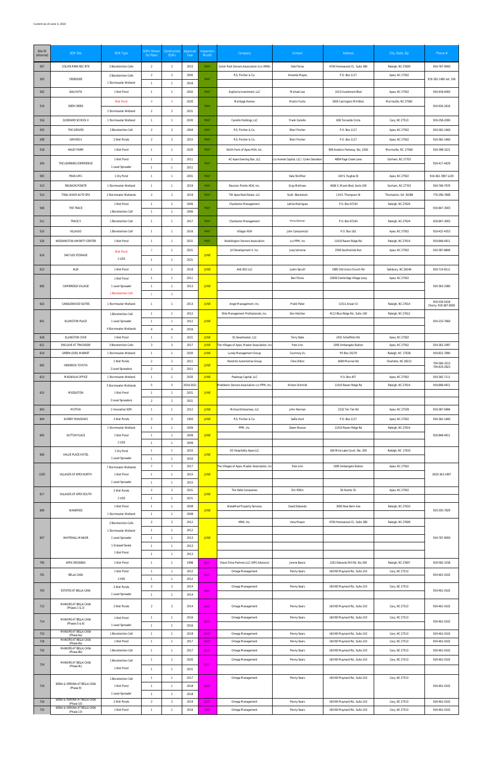Current as of June 3, 2022

| Site ID (Internal) | SCM Site | SCM Type | SCMs Shown On Plans | Constructed SCMs | Approval Year | Inspection Month | Company | Contact | Address | City, State, Zip | Phone # |
|---|---|---|---|---|---|---|---|---|---|---|---|
| 507 | COLVIN PARK REC SITE | 2 Bioretention Cells | 2 | 2 | 2015 | MAY | Colvin Park Owners Association (c/o HRW) | Deb Flores | 4700 Homewood Ct., Suite 380 | Raleigh, NC 27609 | 919-787-9000 |
| 303 | CREEKSIDE | 2 Bioretention Cells | 2 | 2 | 2005 | MAY | R.S. Fincher & Co. | Amanda Mayes | P.O. Box 1117 | Apex, NC 27502 | 919-362-1460 ext. 106 |
| | | 1 Stormwater Wetland | 1 | 1 | 2016 | | | | | | |
| 502 | DAILYVITA | 1 Wet Pond | 1 | 1 | 2002 | MAY | Euphoria Investment, LLC | Michael Lee | 1013 Investment Blvd | Apex, NC 27502 | 919-439-4093 |
| 519 | DEER CREEK | Wet Pond | 4 | 3 | 2020 | MAY | Meritage Homes | Martin Fuchs | 3005 Carrington Mill Blvd. | Morrisville, NC 27560 | 919-926-2616 |
| | | 2 Stormwater Wetland | 2 | 2 | 2021 | | | | | | |
| 516 | GODDARD SCHOOL II | 1 Stormwater Wetland | 1 | 1 | 2020 | MAY | Cariello Holdings, LLC | Frank Cariello | 606 Torcastle Circle | Cary, NC 27513 | 919-258-2000 |
| 503 | THE GROVES | 2 Bioretention Cell | 2 | 2 | 2004 | MAY | R.S. Fincher & Co. | Sheri Fincher | P.O. Box 1117 | Apex, NC 27502 | 919-362-1460 |
| 508 | GROVES II | 2 Wet Ponds | 2 | 2 | 2015 | MAY | R.S. Fincher & Co. | Sheri Fincher | P.O. Box 1117 | Apex, NC 27502 | 919-362-1460 |
| 518 | HALEY FARM | 1 Wet Pond | 1 | 1 | 2020 | MAY | Smith Farm of Apex HOA, Inc. | | 909 Aviation Parkway, Ste. 1500 | Morrisville, NC 27560 | 919-398-3221 |
| 504 | THE LEARNING EXPERIENCE | 1 Wet Pond | 1 | 1 | 2011 | MAY | AC Apex Evening Star, LLC | c/o Avenel Capital, LLC / Colen Davidson | 4804 Page Creek Lane | Durham, NC 27703 | 919-417-4429 |
| | | 1 Level Spreader | 1 | 1 | 2011 | | | | | | |
| 505 | PEAK UMC | 1 Dry Pond | 1 | 1 | 2001 | MAY | | Kate Shoffner | 100 S. Hughes St | Apex, NC 27502 | 919-362-7807 x229 |
| 513 | REUNION POINTE | 1 Stormwater Wetland | 1 | 1 | 2019 | MAY | Reunion Pointe HOA, Inc. | Gray Mathews | 4506 S. Miami Blvd, Suite 100 | Durham, NC 27703 | 919-769-7979 |
| 514 | TIDAL WAVE AUTO SPA | 2 Stormwater Wetlands | 2 | 2 | 2019 | MAY | TW Apex Real Estate, LLC | Scott Blackstock | 124 E. Thompson St | Thomaston, GA 30286 | 770-296-7808 |
| 506 | THE TRACE | 1 Wet Pond | 1 | 1 | 2006 | MAY | Charleston Management | Letitia Rodrigues | P.O. Box 97243 | Raleigh, NC 27624 | 919-847-3003 |
| | | 1 Bioretention Cell | 1 | 1 | 2006 | | | | | | |
| 511 | TRACE II | 1 Bioretention Cell | 1 | 1 | 2017 | MAY | Charleston Management | Mona Doleman | P.O. Box 97243 | Raleigh, NC 27624 | 919-847-3003 |
| 510 | VILLAGIO | 1 Bioretention Cell | 1 | 1 | 2016 | MAY | Villagio HOA | John Campomizzi | P.O. Box 162 | Apex, NC 27502 | 919-422-4353 |
| 520 | WEDDINGTON AMENITY CENTER | 1 Wet Pond | 1 | 1 | 2021 | MAY | Weddington Owners Association | c/o PPM, Inc | 11010 Raven Ridge Rd. | Raleigh, NC 27614 | 919-848-4911 |
| 616 | 540 FLEX STORAGE | Wet Pond | 2 | 1 | 2021 | JUNE | JVI Development II, Inc. | Joey Iannone | 2509 Southwinds Run | Apex, NC 27502 | 919-387-8846 |
| | | 1 UDS | 1 | 1 | 2021 | | | | | | |
| 612 | ALDI | 1 Wet Pond | 1 | 1 | 2018 | JUNE | Aldi (NC) LLC | Justin Spruill | 1985 Old Union Church Rd | Salisbury, NC 28146 | 919-714-8111 |
| 600 | CAMBRIDGE VILLAGE | 1 Wet Pond | 1 | 1 | 2011 | JUNE | | Ben Flores | 10000 Cambridge Village Loop | Apex, NC 27502 | 919-363-2080 |
| | | 1 Level Spreader | 1 | 1 | 2013 | | | | | | |
| | | 1 Bioretention Cell | 1 | 0 | | | | | | | |
| 610 | CANDLEWOOD SUITES | 1 Stormwater Wetland | 1 | 1 | 2013 | JUNE | Angel Management, Inc. | Pratik Patel | 11511 Anzari Ct | Raleigh, NC 27614 | 919-539-5018 Cherry: 919-387-8595 |
| 601 | ELLINGTON PLACE | 1 Bioretention Cell | 1 | 1 | 2012 | JUNE | Elite Management Professionals, Inc. | Don Hatcher | 4112 Blue Ridge Rd., Suite 100 | Raleigh, NC 27612 | 919-233-7660 |
| | | 1 Level Spreader | 1 | 1 | 2012 | | | | | | |
| | | 4 Stormwater Wetlands | 4 | 4 | 2016 | | | | | | |
| 618 | ELLINGTON COVE | 1 Wet Pond | 1 | 1 | 2021 | JUNE | DL Sweetwater, LLC | Terry Slate | 2431 Schieffelin Rd. | Apex, NC 27502 | |
| 611 | ENCLAVE AT TRACKSIDE | 3 Bioretention Cells | 3 | 3 | 2017 | JUNE | The Villages of Apex, Master Association, Inc | Pam Linn | 1095 Ambergate Station | Apex, NC 27502 | 919-363-1997 |
| 614 | GREEN LEVEL MARKET | 1 Stormwater Wetland | 1 | 1 | 2020 | JUNE | Lundy Management Group | Courtney Vu | PO Box 33279 | Raleigh, NC 27636 | 919-821-7890 |
| 602 | HENDRICK TOYOTA | 2 Wet Ponds | 2 | 2 | 2011 | JUNE | Hendrick Automotive Group | Cline Dillon | 6000 Monroe Rd | Charlotte, NC 28212 | 704-566-3313 704-819-2823 |
| | | 2 Level Spreaders | 2 | 2 | 2011 | | | | | | |
| 613 | MAGNOLIA OFFICE | 1 Stormwater Wetland | 1 | 1 | 2020 | JUNE | Peakway Capital, LLC | | P.O. Box 457 | Apex, NC 27502 | 919-362-7111 |
| 615 | MIDDLETON | 5 Stormwater Wetlands | 5 | 5 | 2020/2021 | JUNE | Middleton Owners Association c/o PPM, Inc. | Kristen Schmidt | 11010 Raven Ridge Rd | Raleigh, NC 27614 | 919-848-4911 |
| | | 1 Wet Pond | 1 | 1 | 2021 | | | | | | |
| | | 2 Level Spreaders | 2 | 2 | 2021 | | | | | | |
| 603 | MOTIVA | 1 Innovative SCM | 1 | 1 | 2012 | JUNE | Motiva Enterprises, LLC | John Herman | 2232 Ten Ten Rd | Apex, NC 27539 | 919-387-0484 |
| 604 | SURREY MEADOWS | 3 Wet Ponds | 3 | 3 | 1993 | JUNE | R.S. Fincher & Co. | Sallie Hunt | P.O. Box 1117 | Apex, NC 27502 | 919-362-1460 |
| 605 | SUTTON PLACE | 1 Stormwater Wetland | 1 | 1 | 2009 | JUNE | PPM, Inc. | Dawn Roscoe | 11010 Raven Ridge Rd | Raleigh, NC 27614 | 919-848-4911 |
| | | 1 Wet Pond | 1 | 1 | 2009 | | | | | | |
| | | 1 UDS | 1 | 1 | 2009 | | | | | | |
| 606 | VALUE PLACE HOTEL | 1 Dry Pond | 1 | 1 | 2010 | JUNE | DC Hospitality Apex LLC | | 160 Mine Lake Court, Ste. 200 | Raleigh, NC 27615 | |
| | | 1 Level Spreader | 1 | 1 | 2010 | | | | | | |
| 1205 | VILLAGES OF APEX NORTH | 7 Stormwater Wetlands | 7 | 7 | 2017 | JUNE | The Villages of Apex, Master Association, Inc | Pam Linn | 1095 Ambergate Station | Apex, NC 27502 | (919) 363-1997 |
| | | 1 Wet Pond | 1 | 1 | 2015 | | | | | | |
| | | 1 Level Spreader | 1 | 1 | 2015 | | | | | | |
| 617 | VILLAGES OF APEX SOUTH | 2 Wet Ponds | 2 | 2 | 2021 | JUNE | The Halle Companies | Eric Rifkin | 56 Hunter St. | Apex, NC 27502 | |
| | | 1 UDS | 1 | 1 | 2021 | | | | | | |
| 609 | WAKEMED | 1 Wet Pond | 1 | 1 | 2008 | JUNE | WakeMed Property Services | David Edwards | 3000 New Bern Ave | Raleigh, NC 27610 | 919-350-7829 |
| | | 1 Stormwater Wetland | 1 | 1 | 2008 | | | | | | |
| 607 | WHITEHALL MANOR | 2 Bioretention Cells | 2 | 2 | 2012 | JUNE | HRW, Inc. | Vera Mason | 4700 Homewood Ct., Suite 380 | Raleigh, NC 27609 | 919-787-9000 |
| | | 1 Stormwater Wetland | 1 | 1 | 2012 | | | | | | |
| | | 1 Level Spreader | 1 | 1 | 2013 | | | | | | |
| | | 1 Grassed Swale | 1 | 1 | 2013 | | | | | | |
| | | 1 Wet Pond | 1 | 1 | 2013 | | | | | | |
| 700 | APEX CROSSING | 1 Wet Pond | 1 | 1 | 1998 | JULY | Vision Drive Partners LLC (APG Advisors) | Jennie Banco | 1201 Edwards Mill Rd. Ste 300 | Raleigh, NC 27607 | 919-582-3158 |
| 701 | BELLA CASA | 1 Wet Pond | 1 | 1 | 2012 | JULY | Omega Management | Penny Sears | 160 NE Maynard Rd., Suite 210 | Cary, NC 27513 | 919-461-0102 |
| | | 1 HDS | 1 | 1 | 2012 | | | | | | |
| 703 | ESTATES AT BELLA CASA | 2 Wet Ponds | 2 | 2 | 2014 | JULY | Omega Management | Penny Sears | 160 NE Maynard Rd., Suite 210 | Cary, NC 27513 | 919-461-0102 |
| | | 1 Level Spreader | 1 | 1 | 2014 | | | | | | |
| 713 | MANORS AT BELLA CASA (Phases 1 & 2) | 2 Wet Ponds | 2 | 2 | 2014 | JULY | Omega Management | Penny Sears | 160 NE Maynard Rd., Suite 210 | Cary, NC 27513 | 919-461-0102 |
| 714 | MANORS AT BELLA CASA (Phases 5 & 6) | 1 Wet Pond | 1 | 1 | 2016 | JULY | Omega Management | Penny Sears | 160 NE Maynard Rd., Suite 210 | Cary, NC 27513 | 919-461-0102 |
| | | 1 Level Spreader | 1 | 1 | 2016 | | | | | | |
| 723 | MANORS AT BELLA CASA (Phase 6a) | 1 Bioretention Cell | 1 | 1 | 2018 | JULY | Omega Management | Penny Sears | 160 NE Maynard Rd., Suite 210 | Cary, NC 27513 | 919-461-0102 |
| 718 | MANORS AT BELLA CASA (Phase 8a) | 1 Wet Pond | 1 | 1 | 2017 | JULY | Omega Management | Penny Sears | 160 NE Maynard Rd., Suite 210 | Cary, NC 27513 | 919-461-0102 |
| 720 | MANORS AT BELLA CASA (Phase 8b) | 1 Bioretention Cell | 1 | 1 | 2017 | JULY | Omega Management | Penny Sears | 160 NE Maynard Rd., Suite 210 | Cary, NC 27513 | 919-461-0102 |
| 724 | MANORS AT BELLA CASA (Phase 8c) | 1 Bioretention Cell | 1 | 1 | 2020 | JULY | Omega Management | Penny Sears | 160 NE Maynard Rd., Suite 210 | Cary, NC 27513 | 919-461-0102 |
| | | 1 Wet Pond | 1 | 1 | 2021 | | | | | | |
| 719 | SIENA & VERONA AT BELLA CASA (Phase 9) | 1 Bioretention Cell | 1 | 1 | 2017 | JULY | Omega Management | Penny Sears | 160 NE Maynard Rd., Suite 210 | Cary, NC 27513 | 919-461-0102 |
| | | 1 Wet Pond | 1 | 1 | 2018 | | | | | | |
| | | 1 Level Spreader | 1 | 1 | 2018 | | | | | | |
| 716 | SIENA & VERONA AT BELLA CASA (Phase 10) | 2 Wet Ponds | 2 | 2 | 2019 | JULY | Omega Management | Penny Sears | 160 NE Maynard Rd., Suite 210 | Cary, NC 27513 | 919-461-0102 |
| 722 | SIENA & VERONA AT BELLA CASA (Phase 13) | 1 Wet Pond | 1 | 1 | 2016 | JULY | Omega Management | Penny Sears | 160 NE Maynard Rd., Suite 210 | Cary, NC 27513 | 919-461-0102 |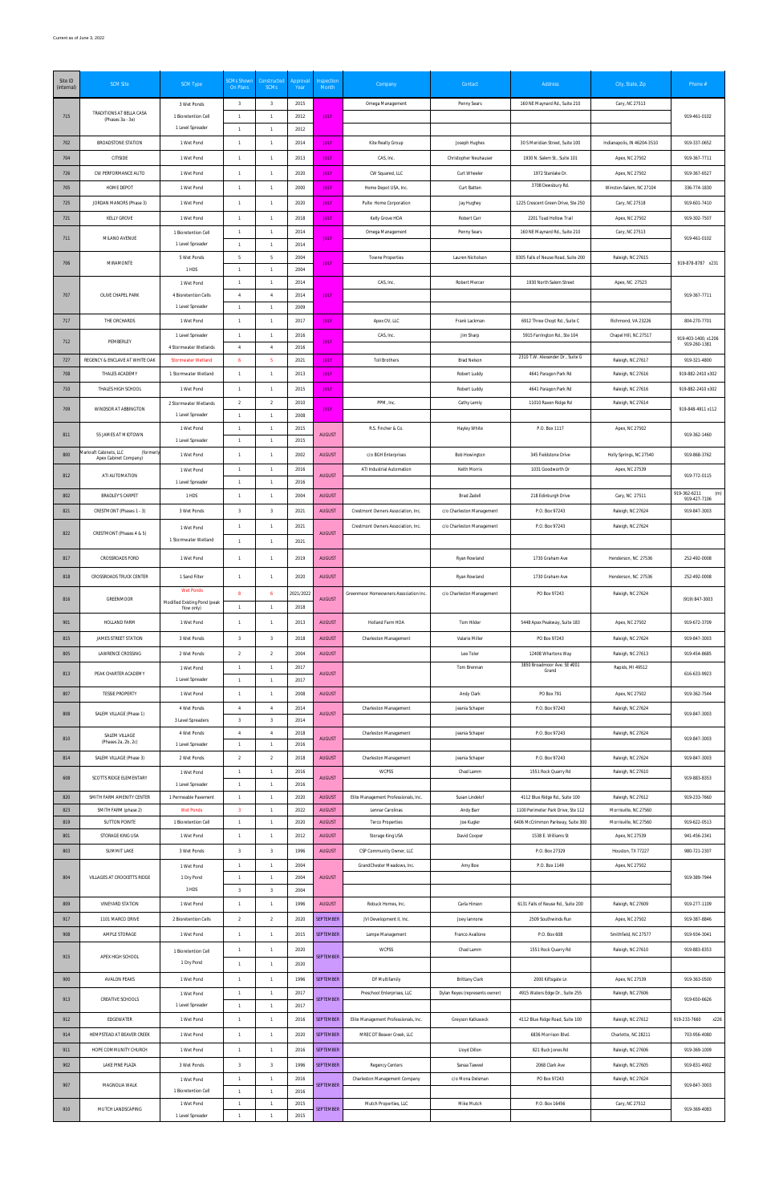Current as of June 3, 2022

| Site ID (Internal) | SCM Site | SCM Type | SCMs Shown On Plans | Constructed SCMs | Approval Year | Inspection Month | Company | Contact | Address | City, State, Zip | Phone # |
|---|---|---|---|---|---|---|---|---|---|---|---|
| 715 | TRADITIONS AT BELLA CASA (Phases 3a - 3e) | 3 Wet Ponds | 3 | 3 | 2015 | JULY | Omega Management | Penny Sears | 160 NE Maynard Rd., Suite 210 | Cary, NC 27513 | 919-461-0102 |
| | | 1 Bioretention Cell | 1 | 1 | 2012 | | | | | | |
| | | 1 Level Spreader | 1 | 1 | 2012 | | | | | | |
| 702 | BROADSTONE STATION | 1 Wet Pond | 1 | 1 | 2014 | JULY | Kite Realty Group | Joseph Hughes | 30 S Meridian Street, Suite 100 | Indianapolis, IN 46204-3510 | 919-337-0652 |
| 704 | CITISIDE | 1 Wet Pond | 1 | 1 | 2013 | JULY | CAS, Inc. | Christopher Neuhauser | 1930 N. Salem St., Suite 101 | Apex, NC 27502 | 919-367-7711 |
| 726 | CW PERFORMANCE AUTO | 1 Wet Pond | 1 | 1 | 2020 | JULY | CW Squared, LLC | Curt Wheeler | 1972 Stanlake Dr. | Apex, NC 27502 | 919-367-6527 |
| 705 | HOME DEPOT | 1 Wet Pond | 1 | 1 | 2000 | JULY | Home Depot USA, Inc. | Curt Batten | 3708 Dewsbury Rd. | Winston-Salem, NC 27104 | 336-774-1830 |
| 725 | JORDAN MANORS (Phase 3) | 1 Wet Pond | 1 | 1 | 2020 | JULY | Pulte Home Corporation | Jay Hughey | 1225 Crescent Green Drive, Ste 250 | Cary, NC 27518 | 919-601-7410 |
| 721 | KELLY GROVE | 1 Wet Pond | 1 | 1 | 2018 | JULY | Kelly Grove HOA | Robert Carr | 2201 Toad Hollow Trail | Apex, NC 27502 | 919-302-7507 |
| 711 | MILANO AVENUE | 1 Bioretention Cell | 1 | 1 | 2014 | JULY | Omega Management | Penny Sears | 160 NE Maynard Rd., Suite 210 | Cary, NC 27513 | 919-461-0102 |
| | | 1 Level Spreader | 1 | 1 | 2014 | | | | | | |
| 706 | MIRAMONTE | 5 Wet Ponds | 5 | 5 | 2004 | JULY | Towne Properties | Lauren Nicholson | 8305 Falls of Neuse Road, Suite 200 | Raleigh, NC 27615 | 919-878-8787 x231 |
| | | 1 HDS | 1 | 1 | 2004 | | | | | | |
| 707 | OLIVE CHAPEL PARK | 1 Wet Pond | 1 | 1 | 2014 | JULY | CAS, Inc. | Robert Mercer | 1930 North Salem Street | Apex, NC 27523 | 919-367-7711 |
| | | 4 Bioretention Cells | 4 | 4 | 2014 | | | | | | |
| | | 1 Level Spreader | 1 | 1 | 2009 | | | | | | |
| 717 | THE ORCHARDS | 1 Wet Pond | 1 | 1 | 2017 | JULY | Apex OV, LLC | Frank Lackman | 6912 Three Chopt Rd., Suite C | Richmond, VA 23226 | 804-270-7701 |
| 712 | PEMBERLEY | 1 Level Spreader | 1 | 1 | 2016 | JULY | CAS, Inc. | Jim Sharp | 5915 Farrington Rd., Ste 104 | Chapel Hill, NC 27517 | 919-403-1400, x1206 919-260-1381 |
| | | 4 Stormwater Wetlands | 4 | 4 | 2016 | | | | | | |
| 727 | REGENCY & ENCLAVE AT WHITE OAK | Stormwater Wetland | 6 | 5 | 2021 | JULY | Toll Brothers | Brad Nelson | 2310 T.W. Alexander Dr., Suite G | Raleigh, NC 27617 | 919-321-4800 |
| 708 | THALES ACADEMY | 1 Stormwater Wetland | 1 | 1 | 2013 | JULY | | Robert Luddy | 4641 Paragon Park Rd | Raleigh, NC 27616 | 919-882-2410 x302 |
| 710 | THALES HIGH SCHOOL | 1 Wet Pond | 1 | 1 | 2015 | JULY | | Robert Luddy | 4641 Paragon Park Rd | Raleigh, NC 27616 | 919-882-2410 x302 |
| 709 | WINDSOR AT ABBINGTON | 2 Stormwater Wetlands | 2 | 2 | 2010 | JULY | PPM, Inc. | Cathy Lemly | 11010 Raven Ridge Rd | Raleigh, NC 27614 | 919-848-4911 x112 |
| | | 1 Level Spreader | 1 | 1 | 2008 | | | | | | |
| 811 | 55 JAMES AT MIDTOWN | 1 Wet Pond | 1 | 1 | 2015 | AUGUST | R.S. Fincher & Co. | Hayley White | P.O. Box 1117 | Apex, NC 27502 | 919-362-1460 |
| | | 1 Level Spreader | 1 | 1 | 2015 | | | | | | |
| 800 | Markraft Cabinets, LLC (formerly Apex Cabinet Company) | 1 Wet Pond | 1 | 1 | 2002 | AUGUST | c/o BGH Enterprises | Bob Howington | 345 Fieldstone Drive | Holly Springs, NC 27540 | 919-868-3762 |
| 812 | ATI AUTOMATION | 1 Wet Pond | 1 | 1 | 2016 | AUGUST | ATI Industrial Automation | Keith Morris | 1031 Goodworth Dr | Apex, NC 27539 | 919-772-0115 |
| | | 1 Level Spreader | 1 | 1 | 2016 | | | | | | |
| 802 | BRADLEY'S CARPET | 1 HDS | 1 | 1 | 2004 | AUGUST | | Brad Zadell | 218 Edinburgh Drive | Cary, NC 27511 | 919-362-6211 (m) 919-427-7106 |
| 821 | CRESTMONT (Phases 1 - 3) | 3 Wet Ponds | 3 | 3 | 2021 | AUGUST | Crestmont Owners Association, Inc. | c/o Charleston Management | P.O. Box 97243 | Raleigh, NC 27624 | 919-847-3003 |
| 822 | CRESTMONT (Phases 4 & 5) | 1 Wet Pond | 1 | 1 | 2021 | AUGUST | Crestmont Owners Association, Inc. | c/o Charleston Management | P.O. Box 97243 | Raleigh, NC 27624 | |
| | | 1 Stormwater Wetland | 1 | 1 | 2021 | | | | | | |
| 817 | CROSSROADS FORD | 1 Wet Pond | 1 | 1 | 2019 | AUGUST | | Ryan Rowland | 1730 Graham Ave | Henderson, NC 27536 | 252-492-0008 |
| 818 | CROSSROADS TRUCK CENTER | 1 Sand Filter | 1 | 1 | 2020 | AUGUST | | Ryan Rowland | 1730 Graham Ave | Henderson, NC 27536 | 252-492-0008 |
| 816 | GREENMOOR | Wet Ponds | 8 | 6 | 2021/2022 | AUGUST | Greenmoor Homeowners Association Inc. | c/o Charleston Management | PO Box 97243 | Raleigh, NC 27624 | (919) 847-3003 |
| | | Modified Existing Pond (peak flow only) | 1 | 1 | 2018 | | | | | | |
| 901 | HOLLAND FARM | 1 Wet Pond | 1 | 1 | 2013 | AUGUST | Holland Farm HOA | Tom Hilder | 5448 Apex Peakway, Suite 183 | Apex, NC 27502 | 919-672-3709 |
| 815 | JAMES STREET STATION | 3 Wet Ponds | 3 | 3 | 2018 | AUGUST | Charleston Management | Valerie Miller | PO Box 97243 | Raleigh, NC 27624 | 919-847-3003 |
| 805 | LAWRENCE CROSSING | 2 Wet Ponds | 2 | 2 | 2004 | AUGUST | | Lee Toler | 12408 Whartons Way | Raleigh, NC 27613 | 919-454-8685 |
| 813 | PEAK CHARTER ACADEMY | 1 Wet Pond | 1 | 1 | 2017 | AUGUST | | Tom Brennan | 3850 Broadmoor Ave. SE #201 Grand | Rapids, MI 49512 | 616-633-9923 |
| | | 1 Level Spreader | 1 | 1 | 2017 | | | | | | |
| 807 | TESSIE PROPERTY | 1 Wet Pond | 1 | 1 | 2008 | AUGUST | | Andy Clark | PO Box 791 | Apex, NC 27502 | 919-362-7544 |
| 808 | SALEM VILLAGE (Phase 1) | 4 Wet Ponds | 4 | 4 | 2014 | AUGUST | Charleston Management | Jeania Schaper | P.O. Box 97243 | Raleigh, NC 27624 | 919-847-3003 |
| | | 3 Level Spreaders | 3 | 3 | 2014 | | | | | | |
| 810 | SALEM VILLAGE (Phases 2a, 2b, 2c) | 4 Wet Ponds | 4 | 4 | 2018 | AUGUST | Charleston Management | Jeania Schaper | P.O. Box 97243 | Raleigh, NC 27624 | 919-847-3003 |
| | | 1 Level Spreader | 1 | 1 | 2016 | | | | | | |
| 814 | SALEM VILLAGE (Phase 3) | 2 Wet Ponds | 2 | 2 | 2018 | AUGUST | Charleston Management | Jeania Schaper | P.O. Box 97243 | Raleigh, NC 27624 | 919-847-3003 |
| 608 | SCOTTS RIDGE ELEMENTARY | 1 Wet Pond | 1 | 1 | 2016 | AUGUST | WCPSS | Chad Lamm | 1551 Rock Quarry Rd | Raleigh, NC 27610 | 919-883-8353 |
| | | 1 Level Spreader | 1 | 1 | 2016 | | | | | | |
| 820 | SMITH FARM AMENITY CENTER | 1 Permeable Pavement | 1 | 1 | 2020 | AUGUST | Elite Management Professionals, Inc. | Susan Lindelof | 4112 Blue Ridge Rd., Suite 100 | Raleigh, NC 27612 | 919-233-7660 |
| 823 | SMITH FARM (phase 2) | Wet Ponds | 3 | 1 | 2022 | AUGUST | Lennar Carolinas | Andy Barr | 1100 Perimeter Park Drive, Ste 112 | Morrisville, NC 27560 | |
| 819 | SUTTON POINTE | 1 Bioretention Cell | 1 | 1 | 2020 | AUGUST | Terco Properties | Joe Kugler | 6406 McCrimmon Parkway, Suite 300 | Morrisville, NC 27560 | 919-622-0513 |
| 801 | STORAGE KING USA | 1 Wet Pond | 1 | 1 | 2012 | AUGUST | Storage King USA | David Cooper | 1538 E. Williams St | Apex, NC 27539 | 941-456-2341 |
| 803 | SUMMIT LAKE | 3 Wet Ponds | 3 | 3 | 1996 | AUGUST | CSP Community Owner, LLC | | P.O. Box 27329 | Houston, TX 77227 | 980-721-2307 |
| 804 | VILLAGES AT CROCKETTS RIDGE | 1 Wet Pond | 1 | 1 | 2004 | AUGUST | GrandChester Meadows, Inc. | Amy Boe | P.O. Box 1149 | Apex, NC 27502 | 919-389-7944 |
| | | 1 Dry Pond | 1 | 1 | 2004 | | | | | | |
| | | 3 HDS | 3 | 3 | 2004 | | | | | | |
| 809 | VINEYARD STATION | 1 Wet Pond | 1 | 1 | 1996 | AUGUST | Robuck Homes, Inc. | Carla Hinson | 6131 Falls of Neuse Rd., Suite 200 | Raleigh, NC 27609 | 919-277-1109 |
| 917 | 1101 MARCO DRIVE | 2 Bioretention Cells | 2 | 2 | 2020 | SEPTEMBER | JVI Development II, Inc. | Joey Iannone | 2509 Southwinds Run | Apex, NC 27502 | 919-387-8846 |
| 908 | AMPLE STORAGE | 1 Wet Pond | 1 | 1 | 2015 | SEPTEMBER | Lampe Management | Franco Avallone | P.O. Box 608 | Smithfield, NC 27577 | 919-934-3041 |
| 915 | APEX HIGH SCHOOL | 1 Bioretention Cell | 1 | 1 | 2020 | SEPTEMBER | WCPSS | Chad Lamm | 1551 Rock Quarry Rd | Raleigh, NC 27610 | 919-883-8353 |
| | | 1 Dry Pond | 1 | 1 | 2020 | | | | | | |
| 900 | AVALON PEAKS | 1 Wet Pond | 1 | 1 | 1996 | SEPTEMBER | DF Multifamily | Brittany Clark | 2000 Kiftsgate Ln | Apex, NC 27539 | 919-363-0500 |
| 913 | CREATIVE SCHOOLS | 1 Wet Pond | 1 | 1 | 2017 | SEPTEMBER | Preschool Enterprises, LLC | Dylan Reyes (represents owner) | 4915 Waters Edge Dr., Suite 255 | Raleigh, NC 27606 | 919-650-6626 |
| | | 1 Level Spreader | 1 | 1 | 2017 | | | | | | |
| 912 | EDGEWATER | 1 Wet Pond | 1 | 1 | 2016 | SEPTEMBER | Elite Management Professionals, Inc. | Greyson Katkaveck | 4112 Blue Ridge Road, Suite 100 | Raleigh, NC 27612 | 919-233-7660 x226 |
| 914 | HEMPSTEAD AT BEAVER CREEK | 1 Wet Pond | 1 | 1 | 2020 | SEPTEMBER | MRECOT Beaver Creek, LLC | | 6836 Morrison Blvd. | Charlotte, NC 28211 | 703-956-4080 |
| 911 | HOPE COMMUNITY CHURCH | 1 Wet Pond | 1 | 1 | 2016 | SEPTEMBER | | Lloyd Dillon | 821 Buck Jones Rd | Raleigh, NC 27606 | 919-369-1009 |
| 902 | LAKE PINE PLAZA | 3 Wet Ponds | 3 | 3 | 1996 | SEPTEMBER | Regency Centers | Sanaa Tweedel | 2068 Clark Ave | Raleigh, NC 27605 | 919-831-4902 |
| 907 | MAGNOLIA WALK | 1 Wet Pond | 1 | 1 | 2016 | SEPTEMBER | Charleston Management Company | c/o Mona Delsman | PO Box 97243 | Raleigh, NC 27624 | 919-847-3003 |
| | | 1 Bioretention Cell | 1 | 1 | 2016 | | | | | | |
| 910 | MUTCH LANDSCAPING | 1 Wet Pond | 1 | 1 | 2015 | SEPTEMBER | Mutch Properties, LLC | Mike Mutch | P.O. Box 16456 | Cary, NC 27512 | 919-369-4083 |
| | | 1 Level Spreader | 1 | 1 | 2015 | | | | | | |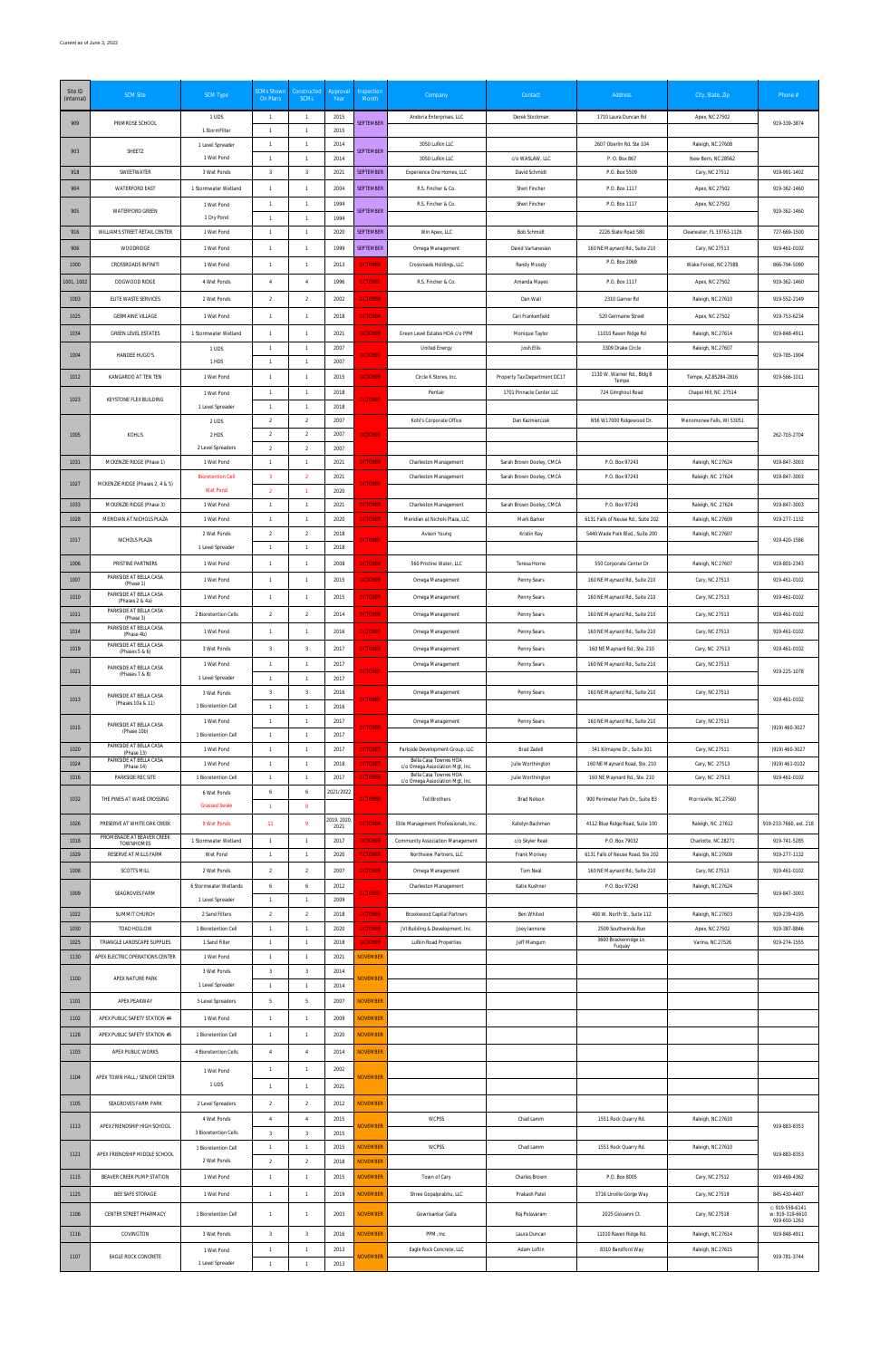Current as of June 3, 2022

| Site ID (Internal) | SCM Site | SCM Type | SCMs Shown On Plans | Constructed SCMs | Approval Year | Inspection Month | Company | Contact | Address | City, State, Zip | Phone # |
|---|---|---|---|---|---|---|---|---|---|---|---|
| 909 | PRIMROSE SCHOOL | 1 UDS | 1 | 1 | 2015 | SEPTEMBER | Andoria Enterprises, LLC | Derek Stockman | 1710 Laura Duncan Rd | Apex, NC 27502 | 919-339-3874 |
| | | 1 StormFilter | 1 | 1 | 2015 | | | | | | |
| 903 | SHEETZ | 1 Level Spreader | 1 | 1 | 2014 | SEPTEMBER | 3050 Lufkin LLC | | 2607 Oberlin Rd. Ste 104 | Raleigh, NC 27608 | |
| | | 1 Wet Pond | 1 | 1 | 2014 | | 3050 Lufkin LLC | c/o WASLAW, LLC | P. O. Box 867 | New Bern, NC 28562 | |
| 918 | SWEETWATER | 3 Wet Ponds | 3 | 3 | 2021 | SEPTEMBER | Experience One Homes, LLC | David Schmidt | P.O. Box 5509 | Cary, NC 27512 | 919-991-1402 |
| 904 | WATERFORD EAST | 1 Stormwater Wetland | 1 | 1 | 2004 | SEPTEMBER | R.S. Fincher & Co. | Sheri Fincher | P.O. Box 1117 | Apex, NC 27502 | 919-362-1460 |
| 905 | WATERFORD GREEN | 1 Wet Pond | 1 | 1 | 1994 | SEPTEMBER | R.S. Fincher & Co. | Sheri Fincher | P.O. Box 1117 | Apex, NC 27502 | 919-362-1460 |
| | | 1 Dry Pond | 1 | 1 | 1994 | | | | | | |
| 916 | WILLIAMS STREET RETAIL CENTER | 1 Wet Pond | 1 | 1 | 2020 | SEPTEMBER | Win Apex, LLC | Bob Schmidt | 2226 State Road 580 | Clearwater, FL 33763-1126 | 727-669-1500 |
| 906 | WOODRIDGE | 1 Wet Pond | 1 | 1 | 1999 | SEPTEMBER | Omega Management | David Vartanesian | 160 NE Maynard Rd., Suite 210 | Cary, NC 27513 | 919-461-0102 |
| 1000 | CROSSROADS INFINITI | 1 Wet Pond | 1 | 1 | 2013 | OCTOBER | Crossroads Holdings, LLC | Randy Moody | P.O. Box 2069 | Wake Forest, NC 27588 | 866-794-5090 |
| 1001, 1002 | DOGWOOD RIDGE | 4 Wet Ponds | 4 | 4 | 1996 | OCTOBER | R.S. Fincher & Co. | Amanda Mayes | P.O. Box 1117 | Apex, NC 27502 | 919-362-1460 |
| 1003 | ELITE WASTE SERVICES | 2 Wet Ponds | 2 | 2 | 2002 | OCTOBER | | Dan Wall | 2310 Garner Rd | Raleigh, NC 27610 | 919-552-2149 |
| 1025 | GERMAINE VILLAGE | 1 Wet Pond | 1 | 1 | 2018 | OCTOBER | | Carl Frankenfield | 520 Germaine Street | Apex, NC 27502 | 919-753-6234 |
| 1034 | GREEN LEVEL ESTATES | 1 Stormwater Wetland | 1 | 1 | 2021 | OCTOBER | Green Level Estates HOA c/o PPM | Monique Taylor | 11010 Raven Ridge Rd | Raleigh, NC 27614 | 919-848-4911 |
| 1004 | HANDEE HUGO'S | 1 UDS | 1 | 1 | 2007 | OCTOBER | United Energy | Josh Ellis | 3309 Drake Circle | Raleigh, NC 27607 | 919-785-1904 |
| | | 1 HDS | 1 | 1 | 2007 | | | | | | |
| 1012 | KANGAROO AT TEN TEN | 1 Wet Pond | 1 | 1 | 2015 | OCTOBER | Circle K Stores, Inc. | Property Tax Department DC17 | 1130 W. Warner Rd., Bldg B Tempe | Tempe, AZ 85284-2816 | 919-566-1011 |
| 1023 | KEYSTONE FLEX BUILDING | 1 Wet Pond | 1 | 1 | 2018 | OCTOBER | Pentair | 1701 Pinnacle Center LLC | 724 Gimghoul Road | Chapel Hill, NC 27514 | |
| | | 1 Level Spreader | 1 | 1 | 2018 | | | | | | |
| 1005 | KOHL'S | 2 UDS | 2 | 2 | 2007 | OCTOBER | Kohl's Corporate Office | Dan Kazmierczak | N56 W17000 Ridgewood Dr. | Menomonee Falls, WI 53051 | 262-703-2704 |
| | | 2 HDS | 2 | 2 | 2007 | | | | | | |
| | | 2 Level Spreaders | 2 | 2 | 2007 | | | | | | |
| 1031 | MCKENZIE RIDGE (Phase 1) | 1 Wet Pond | 1 | 1 | 2021 | OCTOBER | Charleston Management | Sarah Brown Dooley, CMCA | P.O. Box 97243 | Raleigh, NC 27624 | 919-847-3003 |
| 1027 | MCKENZIE RIDGE (Phases 2, 4 & 5) | Bioretention Cell | 3 | 2 | 2021 | OCTOBER | Charleston Management | Sarah Brown Dooley, CMCA | P.O. Box 97243 | Raleigh, NC 27624 | 919-847-3003 |
| | | Wet Pond | 2 | 1 | 2020 | | | | | | |
| 1033 | MCKENZIE RIDGE (Phase 3) | 1 Wet Pond | 1 | 1 | 2021 | OCTOBER | Charleston Management | Sarah Brown Dooley, CMCA | P.O. Box 97243 | Raleigh, NC 27624 | 919-847-3003 |
| 1028 | MERIDIAN AT NICHOLS PLAZA | 1 Wet Pond | 1 | 1 | 2020 | OCTOBER | Meridian at Nichols Plaza, LLC | Mark Barker | 6131 Falls of Neuse Rd., Suite 202 | Raleigh, NC 27609 | 919-277-1132 |
| 1017 | NICHOLS PLAZA | 2 Wet Ponds | 2 | 2 | 2018 | OCTOBER | Avison Young | Kristin Ray | 5440 Wade Park Blvd., Suite 200 | Raleigh, NC 27607 | 919-420-1586 |
| | | 1 Level Spreader | 1 | 1 | 2018 | | | | | | |
| 1006 | PRISTINE PARTNERS | 1 Wet Pond | 1 | 1 | 2008 | OCTOBER | 560 Pristine Water, LLC | Teresa Horne | 550 Corporate Center Dr | Raleigh, NC 27607 | 919-801-2343 |
| 1007 | PARKSIDE AT BELLA CASA (Phase 1) | 1 Wet Pond | 1 | 1 | 2015 | OCTOBER | Omega Management | Penny Sears | 160 NE Maynard Rd., Suite 210 | Cary, NC 27513 | 919-461-0102 |
| 1010 | PARKSIDE AT BELLA CASA (Phases 2 & 4a) | 1 Wet Pond | 1 | 1 | 2015 | OCTOBER | Omega Management | Penny Sears | 160 NE Maynard Rd., Suite 210 | Cary, NC 27513 | 919-461-0102 |
| 1011 | PARKSIDE AT BELLA CASA (Phase 3) | 2 Bioretention Cells | 2 | 2 | 2016 | OCTOBER | Omega Management | Penny Sears | 160 NE Maynard Rd., Suite 210 | Cary, NC 27513 | 919-461-0102 |
| 1014 | PARKSIDE AT BELLA CASA (Phase 4b) | 1 Wet Pond | 1 | 1 | 2016 | OCTOBER | Omega Management | Penny Sears | 160 NE Maynard Rd., Suite 210 | Cary, NC 27513 | 919-461-0102 |
| 1019 | PARKSIDE AT BELLA CASA (Phases 5 & 6) | 3 Wet Ponds | 3 | 3 | 2017 | OCTOBER | Omega Management | Penny Sears | 160 NE Maynard Rd, Ste. 210 | Cary, NC 27513 | 919-461-0102 |
| 1021 | PARKSIDE AT BELLA CASA (Phases 7 & 8) | 1 Wet Pond | 1 | 1 | 2017 | OCTOBER | Omega Management | Penny Sears | 160 NE Maynard Rd., Suite 210 | Cary, NC 27513 | 919-225-1078 |
| | | 1 Level Spreader | 1 | 1 | 2017 | | | | | | |
| 1013 | PARKSIDE AT BELLA CASA (Phases 10a & 11) | 3 Wet Ponds | 3 | 3 | 2016 | OCTOBER | Omega Management | Penny Sears | 160 NE Maynard Rd., Suite 210 | Cary, NC 27513 | 919-461-0102 |
| | | 1 Bioretention Cell | 1 | 1 | 2016 | | | | | | |
| 1015 | PARKSIDE AT BELLA CASA (Phase 10b) | 1 Wet Pond | 1 | 1 | 2017 | OCTOBER | Omega Management | Penny Sears | 160 NE Maynard Rd., Suite 210 | Cary, NC 27513 | (919) 460-3027 |
| | | 1 Bioretention Cell | 1 | 1 | 2017 | | | | | | |
| 1020 | PARKSIDE AT BELLA CASA (Phase 13) | 1 Wet Pond | 1 | 1 | 2017 | OCTOBER | Parkside Development Group, LLC | Brad Zadell | 341 Kilmayne Dr., Suite 301 | Cary, NC 27511 | (919) 460-3027 |
| 1024 | PARKSIDE AT BELLA CASA (Phase 14) | 1 Wet Pond | 1 | 1 | 2018 | OCTOBER | Bella Casa Townes HOA c/o Omega Association Mgt, Inc. | Julie Worthington | 160 NE Maynard Road, Ste. 210 | Cary, NC 27513 | (919) 461-0102 |
| 1016 | PARKSIDE REC SITE | 1 Bioretention Cell | 1 | 1 | 2017 | OCTOBER | Bella Casa Townes HOA c/o Omega Association Mgt, Inc. | Julie Worthington | 160 NE Maynard Rd, Ste. 210 | Cary, NC 27513 | 919-461-0102 |
| 1032 | THE PINES AT WAKE CROSSING | 6 Wet Ponds | 6 | 6 | 2021/2022 | OCTOBER | Toll Brothers | Brad Nelson | 900 Perimeter Park Dr., Suite B3 | Morrisville, NC 27560 | |
| | | Grassed Swale | 1 | 0 | | | | | | | |
| 1026 | PRESERVE AT WHITE OAK CREEK | 9 Wet Ponds | 11 | 9 | 2019, 2020, 2021 | OCTOBER | Elite Management Professionals, Inc. | Katelyn Bachman | 4112 Blue Ridge Road, Suite 100 | Raleigh, NC 27612 | 919-233-7660, ext. 218 |
| 1018 | PROMENADE AT BEAVER CREEK TOWNHOMES | 1 Stormwater Wetland | 1 | 1 | 2017 | OCTOBER | Community Association Management | c/o Skyler Reak | P.O. Box 79032 | Charlotte, NC 28271 | 919-741-5285 |
| 1029 | RESERVE AT MILLS FARM | Wet Pond | 1 | 1 | 2020 | OCTOBER | Northview Partners, LLC | Frank Morisey | 6131 Falls of Neuse Road, Ste 202 | Raleigh, NC 27609 | 919-277-1132 |
| 1008 | SCOTTS MILL | 2 Wet Ponds | 2 | 2 | 2007 | OCTOBER | Omega Management | Tom Neal | 160 NE Maynard Rd., Suite 210 | Cary, NC 27513 | 919-461-0102 |
| 1009 | SEAGROVES FARM | 6 Stormwater Wetlands | 6 | 6 | 2012 | OCTOBER | Charleston Management | Katie Kushner | P.O. Box 97243 | Raleigh, NC 27624 | 919-847-3003 |
| | | 1 Level Spreader | 1 | 1 | 2009 | | | | | | |
| 1022 | SUMMIT CHURCH | 2 Sand Filters | 2 | 2 | 2018 | OCTOBER | Brookwood Capital Partners | Ben Whited | 400 W. North St., Suite 112 | Raleigh, NC 27603 | 919-239-4195 |
| 1030 | TOAD HOLLOW | 1 Bioretention Cell | 1 | 1 | 2020 | OCTOBER | JVI Building & Development, Inc. | Joey Iannone | 2509 Southwinds Run | Apex, NC 27502 | 919-387-8846 |
| 1025 | TRIANGLE LANDSCAPE SUPPLIES | 1 Sand Filter | 1 | 1 | 2018 | OCTOBER | Lufkin Road Properties | Jeff Mangum | 3600 Brackenridge Ln. Fuquay | Varina, NC 27526 | 919-274-1555 |
| 1130 | APEX ELECTRIC OPERATIONS CENTER | 1 Wet Pond | 1 | 1 | 2021 | NOVEMBER | | | | | |
| 1100 | APEX NATURE PARK | 3 Wet Ponds | 3 | 3 | 2014 | NOVEMBER | | | | | |
| | | 1 Level Spreader | 1 | 1 | 2014 | | | | | | |
| 1101 | APEX PEAKWAY | 5 Level Spreaders | 5 | 5 | 2007 | NOVEMBER | | | | | |
| 1102 | APEX PUBLIC SAFETY STATION #4 | 1 Wet Pond | 1 | 1 | 2009 | NOVEMBER | | | | | |
| 1128 | APEX PUBLIC SAFETY STATION #5 | 1 Bioretention Cell | 1 | 1 | 2020 | NOVEMBER | | | | | |
| 1103 | APEX PUBLIC WORKS | 4 Bioretention Cells | 4 | 4 | 2014 | NOVEMBER | | | | | |
| 1104 | APEX TOWN HALL / SENIOR CENTER | 1 Wet Pond | 1 | 1 | 2002 | NOVEMBER | | | | | |
| | | 1 UDS | 1 | 1 | 2021 | | | | | | |
| 1105 | SEAGROVES FARM PARK | 2 Level Spreaders | 2 | 2 | 2012 | NOVEMBER | | | | | |
| 1113 | APEX FRIENDSHIP HIGH SCHOOL | 4 Wet Ponds | 4 | 4 | 2015 | NOVEMBER | WCPSS | Chad Lamm | 1551 Rock Quarry Rd. | Raleigh, NC 27610 | 919-883-8353 |
| | | 3 Bioretention Cells | 3 | 3 | 2015 | | | | | | |
| 1121 | APEX FRIENDSHIP MIDDLE SCHOOL | 1 Bioretention Cell | 1 | 1 | 2015 | NOVEMBER | WCPSS | Chad Lamm | 1551 Rock Quarry Rd. | Raleigh, NC 27610 | 919-883-8353 |
| | | 2 Wet Ponds | 2 | 2 | 2018 | NOVEMBER | | | | | |
| 1115 | BEAVER CREEK PUMP STATION | 1 Wet Pond | 1 | 1 | 2015 | NOVEMBER | Town of Cary | Charles Brown | P.O. Box 8005 | Cary, NC 27512 | 919-469-4362 |
| 1125 | BEE SAFE STORAGE | 1 Wet Pond | 1 | 1 | 2019 | NOVEMBER | Shree Gopalprabhu, LLC | Prakash Patel | 3716 Linville Gorge Way | Cary, NC 27519 | 845-430-4407 |
| 1106 | CENTER STREET PHARMACY | 1 Bioretention Cell | 1 | 1 | 2003 | NOVEMBER | Gowrisankar Galla | Raj Polavaram | 2025 Giovanni Ct. | Cary, NC 27518 | c: 919-559-6141 w: 919-319-6610 919-650-1263 |
| 1116 | COVINGTON | 3 Wet Ponds | 3 | 3 | 2016 | NOVEMBER | PPM, Inc. | Laura Duncan | 11010 Raven Ridge Rd. | Raleigh, NC 27614 | 919-848-4911 |
| 1107 | EAGLE ROCK CONCRETE | 1 Wet Pond | 1 | 1 | 2013 | NOVEMBER | Eagle Rock Concrete, LLC | Adam Loftin | 8310 Bandford Way | Raleigh, NC 27615 | 919-781-3744 |
| | | 1 Level Spreader | 1 | 1 | 2013 | | | | | | |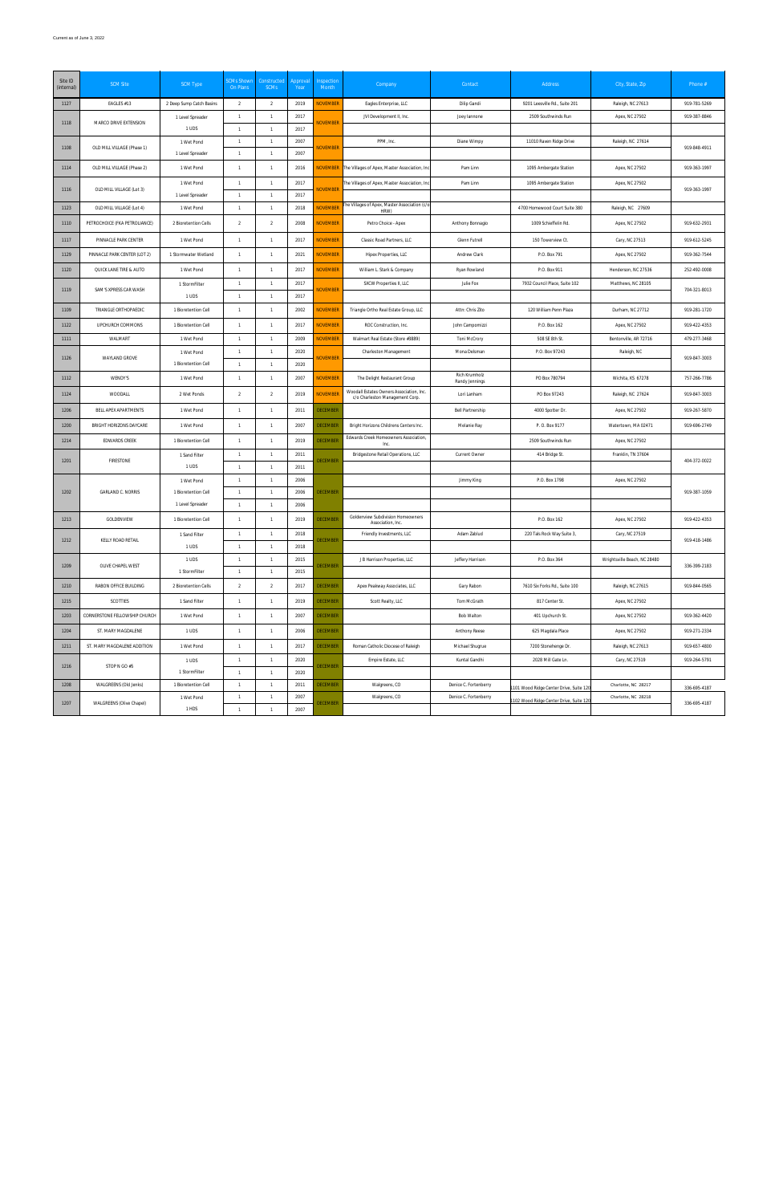Current as of June 3, 2022

| Site ID (Internal) | SCM Site | SCM Type | SCMs Shown On Plans | Constructed SCMs | Approval Year | Inspection Month | Company | Contact | Address | City, State, Zip | Phone # |
|---|---|---|---|---|---|---|---|---|---|---|---|
| 1127 | EAGLES #13 | 2 Deep Sump Catch Basins | 2 | 2 | 2019 | NOVEMBER | Eagles Enterprise, LLC | Dilip Gandi | 9201 Leesville Rd., Suite 201 | Raleigh, NC 27613 | 919-781-5269 |
| 1118 | MARCO DRIVE EXTENSION | 1 Level Spreader | 1 | 1 | 2017 | NOVEMBER | JVI Development II, Inc. | Joey Iannone | 2509 Southwinds Run | Apex, NC 27502 | 919-387-8846 |
| | | 1 UDS | 1 | 1 | 2017 | | | | | | |
| 1108 | OLD MILL VILLAGE (Phase 1) | 1 Wet Pond | 1 | 1 | 2007 | NOVEMBER | PPM, Inc. | Diane Wimpy | 11010 Raven Ridge Drive | Raleigh, NC 27614 | 919-848-4911 |
| | | 1 Level Spreader | 1 | 1 | 2007 | | | | | | |
| 1114 | OLD MILL VILLAGE (Phase 2) | 1 Wet Pond | 1 | 1 | 2016 | NOVEMBER | The Villages of Apex, Master Association, Inc | Pam Linn | 1095 Ambergate Station | Apex, NC 27502 | 919-363-1997 |
| 1116 | OLD MILL VILLAGE (Lot 3) | 1 Wet Pond | 1 | 1 | 2017 | NOVEMBER | The Villages of Apex, Master Association, Inc | Pam Linn | 1095 Ambergate Station | Apex, NC 27502 | 919-363-1997 |
| | | 1 Level Spreader | 1 | 1 | 2017 | | | | | | |
| 1123 | OLD MILL VILLAGE (Lot 4) | 1 Wet Pond | 1 | 1 | 2018 | NOVEMBER | The Villages of Apex, Master Association (c/o HRW) | | 4700 Homewood Court Suite 380 | Raleigh, NC 27609 | |
| 1110 | PETROCHOICE (FKA PETROLIANCE) | 2 Bioretention Cells | 2 | 2 | 2008 | NOVEMBER | Petro Choice - Apex | Anthony Bonnagio | 1009 Schieffelin Rd. | Apex, NC 27502 | 919-632-2931 |
| 1117 | PINNACLE PARK CENTER | 1 Wet Pond | 1 | 1 | 2017 | NOVEMBER | Classic Road Partners, LLC | Glenn Futrell | 150 Towerview Ct. | Cary, NC 27513 | 919-612-5245 |
| 1129 | PINNACLE PARK CENTER (LOT 2) | 1 Stormwater Wetland | 1 | 1 | 2021 | NOVEMBER | Hipex Properties, LLC | Andrew Clark | P.O. Box 791 | Apex, NC 27502 | 919-362-7544 |
| 1120 | QUICK LANE TIRE & AUTO | 1 Wet Pond | 1 | 1 | 2017 | NOVEMBER | William L. Stark & Company | Ryan Rowland | P.O. Box 911 | Henderson, NC 27536 | 252-492-0008 |
| 1119 | SAM'S XPRESS CAR WASH | 1 StormFilter | 1 | 1 | 2017 | NOVEMBER | SXCW Properties II, LLC | Julie Fox | 7902 Council Place, Suite 102 | Matthews, NC 28105 | 704-321-8013 |
| | | 1 UDS | 1 | 1 | 2017 | | | | | | |
| 1109 | TRIANGLE ORTHOPAEDIC | 1 Bioretention Cell | 1 | 1 | 2002 | NOVEMBER | Triangle Ortho Real Estate Group, LLC | Attn: Chris Zito | 120 William Penn Plaza | Durham, NC 27712 | 919-281-1720 |
| 1122 | UPCHURCH COMMONS | 1 Bioretention Cell | 1 | 1 | 2017 | NOVEMBER | RDC Construction, Inc. | John Campomizzi | P.O. Box 162 | Apex, NC 27502 | 919-422-4353 |
| 1111 | WALMART | 1 Wet Pond | 1 | 1 | 2009 | NOVEMBER | Walmart Real Estate (Store #5889) | Toni McCrory | 508 SE 8th St. | Bentonville, AR 72716 | 479-277-3468 |
| 1126 | WAYLAND GROVE | 1 Wet Pond | 1 | 1 | 2020 | NOVEMBER | Charleston Management | Mona Delsman | P.O. Box 97243 | Raleigh, NC | 919-847-3003 |
| | | 1 Bioretention Cell | 1 | 1 | 2020 | | | | | | |
| 1112 | WENDY'S | 1 Wet Pond | 1 | 1 | 2007 | NOVEMBER | The Delight Restaurant Group | Rich Krumholz Randy Jennings | PO Box 780794 | Wichita, KS 67278 | 757-266-7786 |
| 1124 | WOODALL | 2 Wet Ponds | 2 | 2 | 2019 | NOVEMBER | Woodall Estates Owners Association, Inc. c/o Charleston Management Corp. | Lori Lanham | PO Box 97243 | Raleigh, NC 27624 | 919-847-3003 |
| 1206 | BELL APEX APARTMENTS | 1 Wet Pond | 1 | 1 | 2011 | DECEMBER | | Bell Partnership | 4000 Spotter Dr. | Apex, NC 27502 | 919-267-5870 |
| 1200 | BRIGHT HORIZONS DAYCARE | 1 Wet Pond | 1 | 1 | 2007 | DECEMBER | Bright Horizons Childrens Centers Inc. | Melanie Ray | P. O. Box 9177 | Watertown, MA 02471 | 919-696-2749 |
| 1214 | EDWARDS CREEK | 1 Bioretention Cell | 1 | 1 | 2019 | DECEMBER | Edwards Creek Homeowners Association, Inc. | | 2509 Southwinds Run | Apex, NC 27502 | |
| 1201 | FIRESTONE | 1 Sand Filter | 1 | 1 | 2011 | DECEMBER | Bridgestone Retail Operations, LLC | Current Owner | 414 Bridge St. | Franklin, TN 37604 | 404-372-0022 |
| | | 1 UDS | 1 | 1 | 2011 | | | | | | |
| 1202 | GARLAND C. NORRIS | 1 Wet Pond | 1 | 1 | 2006 | DECEMBER | | Jimmy King | P.O. Box 1798 | Apex, NC 27502 | 919-387-1059 |
| | | 1 Bioretention Cell | 1 | 1 | 2006 | | | | | | |
| | | 1 Level Spreader | 1 | 1 | 2006 | | | | | | |
| 1213 | GOLDENVIEW | 1 Bioretention Cell | 1 | 1 | 2019 | DECEMBER | Goldenview Subdivision Homeowners Association, Inc. | | P.O. Box 162 | Apex, NC 27502 | 919-422-4353 |
| 1212 | KELLY ROAD RETAIL | 1 Sand Filter | 1 | 1 | 2018 | DECEMBER | Friendly Investments, LLC | Adam Zablud | 220 Tals Rock Way Suite 3, | Cary, NC 27519 | 919-418-1486 |
| | | 1 UDS | 1 | 1 | 2018 | | | | | | |
| 1209 | OLIVE CHAPEL WEST | 1 UDS | 1 | 1 | 2015 | DECEMBER | J B Harrison Properties, LLC | Jeffery Harrison | P.O. Box 364 | Wrightsville Beach, NC 28480 | 336-399-2183 |
| | | 1 StormFilter | 1 | 1 | 2015 | | | | | | |
| 1210 | RABON OFFICE BUILDING | 2 Bioretention Cells | 2 | 2 | 2017 | DECEMBER | Apex Peakway Associates, LLC | Gary Rabon | 7610 Six Forks Rd., Suite 100 | Raleigh, NC 27615 | 919-844-0565 |
| 1215 | SCOTTIES | 1 Sand Filter | 1 | 1 | 2019 | DECEMBER | Scott Realty, LLC | Tom McGrath | 817 Center St. | Apex, NC 27502 | |
| 1203 | CORNERSTONE FELLOWSHIP CHURCH | 1 Wet Pond | 1 | 1 | 2007 | DECEMBER | | Bob Walton | 401 Upchurch St. | Apex, NC 27502 | 919-362-4420 |
| 1204 | ST. MARY MAGDALENE | 1 UDS | 1 | 1 | 2006 | DECEMBER | | Anthony Reese | 625 Magdala Place | Apex, NC 27502 | 919-271-2334 |
| 1211 | ST. MARY MAGDALENE ADDITION | 1 Wet Pond | 1 | 1 | 2017 | DECEMBER | Roman Catholic Diocese of Raleigh | Michael Shugrue | 7200 Stonehenge Dr. | Raleigh, NC 27613 | 919-657-4800 |
| 1216 | STOP N GO #5 | 1 UDS | 1 | 1 | 2020 | DECEMBER | Empire Estate, LLC | Kuntal Gandhi | 2028 Mill Gate Ln. | Cary, NC 27519 | 919-264-5791 |
| | | 1 StormFilter | 1 | 1 | 2020 | | | | | | |
| 1208 | WALGREENS (Old Jenks) | 1 Bioretention Cell | 1 | 1 | 2011 | DECEMBER | Walgreens, CO | Denice C. Fortenberry | 1101 Wood Ridge Center Drive, Suite 120 | Charlotte, NC 28217 | 336-695-4187 |
| 1207 | WALGREENS (Olive Chapel) | 1 Wet Pond | 1 | 1 | 2007 | DECEMBER | Walgreens, CO | Denice C. Fortenberry | 1102 Wood Ridge Center Drive, Suite 120 | Charlotte, NC 28218 | 336-695-4187 |
| | | 1 HDS | 1 | 1 | 2007 | | | | | | |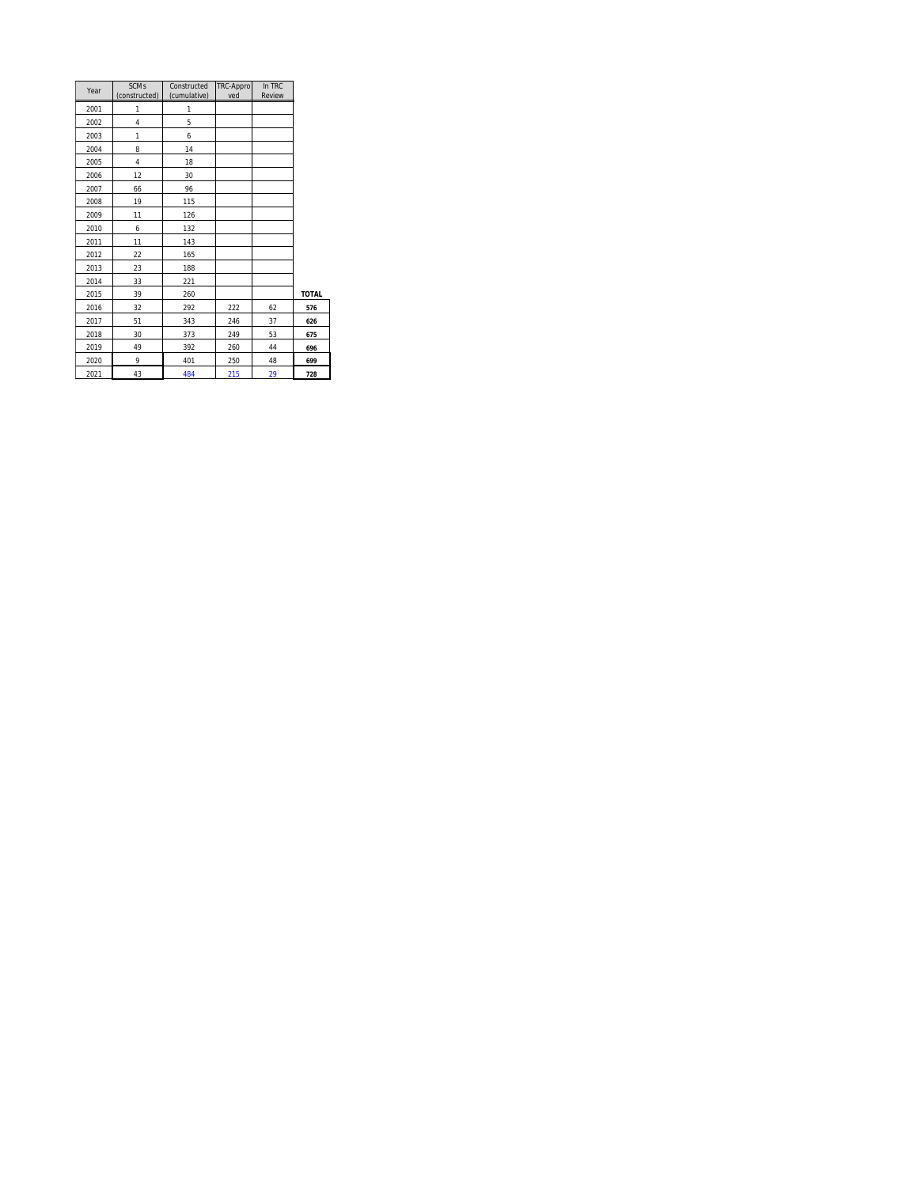| Year | SCMs (constructed) | Constructed (cumulative) | TRC-Approved | In TRC Review | TOTAL |
|---|---|---|---|---|---|
| 2001 | 1 | 1 | | | |
| 2002 | 4 | 5 | | | |
| 2003 | 1 | 6 | | | |
| 2004 | 8 | 14 | | | |
| 2005 | 4 | 18 | | | |
| 2006 | 12 | 30 | | | |
| 2007 | 66 | 96 | | | |
| 2008 | 19 | 115 | | | |
| 2009 | 11 | 126 | | | |
| 2010 | 6 | 132 | | | |
| 2011 | 11 | 143 | | | |
| 2012 | 22 | 165 | | | |
| 2013 | 23 | 188 | | | |
| 2014 | 33 | 221 | | | |
| 2015 | 39 | 260 | | | |
| 2016 | 32 | 292 | 222 | 62 | **576** |
| 2017 | 51 | 343 | 246 | 37 | **626** |
| 2018 | 30 | 373 | 249 | 53 | **675** |
| 2019 | 49 | 392 | 260 | 44 | **696** |
| 2020 | 9 | 401 | 250 | 48 | **699** |
| 2021 | 43 | 484 | 215 | 29 | **728** |